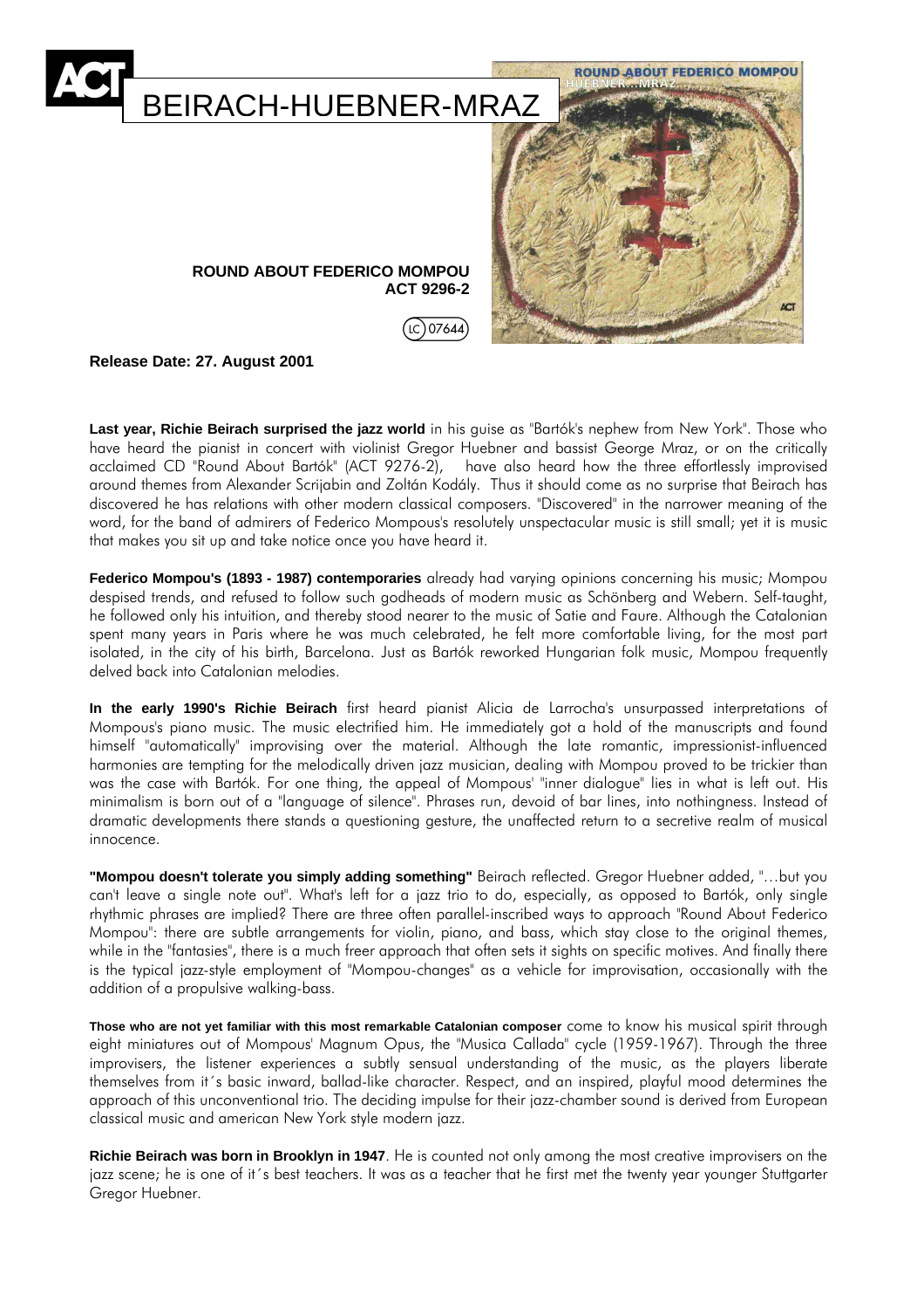# BEIRACH-HUEBNER-MRAZ

**ROUND ABOUT FEDERICO MOMPOU**
**ACT 9296-2**

LC 07644

**Release Date: 27. August 2001**

**Last year, Richie Beirach surprised the jazz world** in his guise as "Bartók's nephew from New York". Those who have heard the pianist in concert with violinist Gregor Huebner and bassist George Mraz, or on the critically acclaimed CD "Round About Bartók" (ACT 9276-2), have also heard how the three effortlessly improvised around themes from Alexander Scrijabin and Zoltán Kodály. Thus it should come as no surprise that Beirach has discovered he has relations with other modern classical composers. "Discovered" in the narrower meaning of the word, for the band of admirers of Federico Mompous's resolutely unspectacular music is still small; yet it is music that makes you sit up and take notice once you have heard it.

**Federico Mompou's (1893 - 1987) contemporaries** already had varying opinions concerning his music; Mompou despised trends, and refused to follow such godheads of modern music as Schönberg and Webern. Self-taught, he followed only his intuition, and thereby stood nearer to the music of Satie and Faure. Although the Catalonian spent many years in Paris where he was much celebrated, he felt more comfortable living, for the most part isolated, in the city of his birth, Barcelona. Just as Bartók reworked Hungarian folk music, Mompou frequently delved back into Catalonian melodies.

**In the early 1990's Richie Beirach** first heard pianist Alicia de Larrocha's unsurpassed interpretations of Mompous's piano music. The music electrified him. He immediately got a hold of the manuscripts and found himself "automatically" improvising over the material. Although the late romantic, impressionist-influenced harmonies are tempting for the melodically driven jazz musician, dealing with Mompou proved to be trickier than was the case with Bartók. For one thing, the appeal of Mompous' "inner dialogue" lies in what is left out. His minimalism is born out of a "language of silence". Phrases run, devoid of bar lines, into nothingness. Instead of dramatic developments there stands a questioning gesture, the unaffected return to a secretive realm of musical innocence.

**"Mompou doesn't tolerate you simply adding something"** Beirach reflected. Gregor Huebner added, "…but you can't leave a single note out". What's left for a jazz trio to do, especially, as opposed to Bartók, only single rhythmic phrases are implied? There are three often parallel-inscribed ways to approach "Round About Federico Mompou": there are subtle arrangements for violin, piano, and bass, which stay close to the original themes, while in the "fantasies", there is a much freer approach that often sets it sights on specific motives. And finally there is the typical jazz-style employment of "Mompou-changes" as a vehicle for improvisation, occasionally with the addition of a propulsive walking-bass.

**Those who are not yet familiar with this most remarkable Catalonian composer** come to know his musical spirit through eight miniatures out of Mompous' Magnum Opus, the "Musica Callada" cycle (1959-1967). Through the three improvisers, the listener experiences a subtly sensual understanding of the music, as the players liberate themselves from it´s basic inward, ballad-like character. Respect, and an inspired, playful mood determines the approach of this unconventional trio. The deciding impulse for their jazz-chamber sound is derived from European classical music and american New York style modern jazz.

**Richie Beirach was born in Brooklyn in 1947**. He is counted not only among the most creative improvisers on the jazz scene; he is one of it´s best teachers. It was as a teacher that he first met the twenty year younger Stuttgarter Gregor Huebner.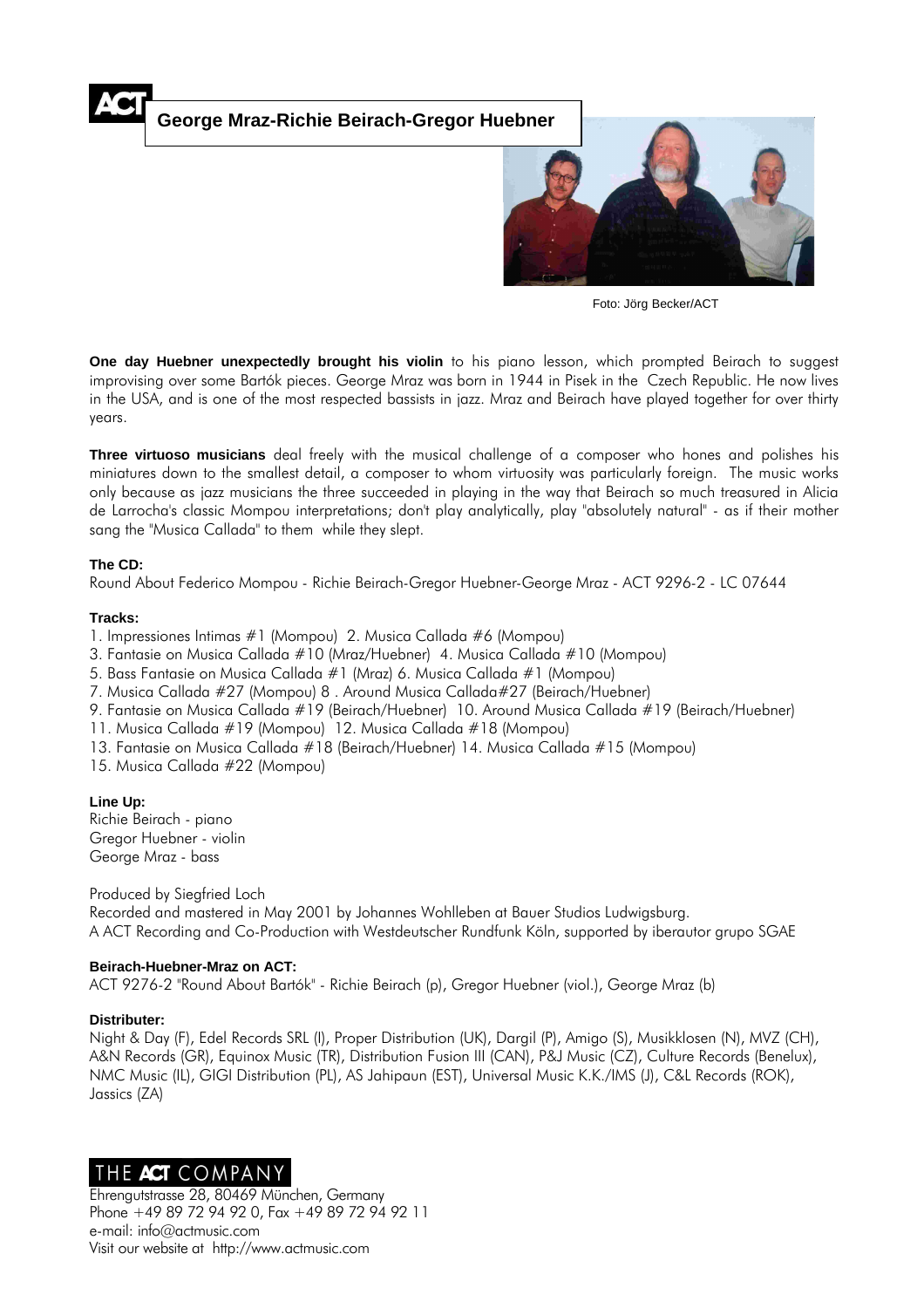## George Mraz-Richie Beirach-Gregor Huebner

Foto: Jörg Becker/ACT

**One day Huebner unexpectedly brought his violin** to his piano lesson, which prompted Beirach to suggest improvising over some Bartók pieces. George Mraz was born in 1944 in Pisek in the Czech Republic. He now lives in the USA, and is one of the most respected bassists in jazz. Mraz and Beirach have played together for over thirty years.

**Three virtuoso musicians** deal freely with the musical challenge of a composer who hones and polishes his miniatures down to the smallest detail, a composer to whom virtuosity was particularly foreign. The music works only because as jazz musicians the three succeeded in playing in the way that Beirach so much treasured in Alicia de Larrocha's classic Mompou interpretations; don't play analytically, play "absolutely natural" - as if their mother sang the "Musica Callada" to them while they slept.

**The CD:**
Round About Federico Mompou - Richie Beirach-Gregor Huebner-George Mraz - ACT 9296-2 - LC 07644

**Tracks:**
1. Impressiones Intimas #1 (Mompou) 2. Musica Callada #6 (Mompou)
3. Fantasie on Musica Callada #10 (Mraz/Huebner) 4. Musica Callada #10 (Mompou)
5. Bass Fantasie on Musica Callada #1 (Mraz) 6. Musica Callada #1 (Mompou)
7. Musica Callada #27 (Mompou) 8 . Around Musica Callada#27 (Beirach/Huebner)
9. Fantasie on Musica Callada #19 (Beirach/Huebner) 10. Around Musica Callada #19 (Beirach/Huebner)
11. Musica Callada #19 (Mompou) 12. Musica Callada #18 (Mompou)
13. Fantasie on Musica Callada #18 (Beirach/Huebner) 14. Musica Callada #15 (Mompou)
15. Musica Callada #22 (Mompou)

**Line Up:**
Richie Beirach - piano
Gregor Huebner - violin
George Mraz - bass

Produced by Siegfried Loch
Recorded and mastered in May 2001 by Johannes Wohlleben at Bauer Studios Ludwigsburg.
A ACT Recording and Co-Production with Westdeutscher Rundfunk Köln, supported by iberautor grupo SGAE

**Beirach-Huebner-Mraz on ACT:**
ACT 9276-2 "Round About Bartók" - Richie Beirach (p), Gregor Huebner (viol.), George Mraz (b)

**Distributer:**
Night & Day (F), Edel Records SRL (I), Proper Distribution (UK), Dargil (P), Amigo (S), Musikklosen (N), MVZ (CH), A&N Records (GR), Equinox Music (TR), Distribution Fusion III (CAN), P&J Music (CZ), Culture Records (Benelux), NMC Music (IL), GIGI Distribution (PL), AS Jahipaun (EST), Universal Music K.K./IMS (J), C&L Records (ROK), Jassics (ZA)

THE ACT COMPANY
Ehrengutstrasse 28, 80469 München, Germany
Phone +49 89 72 94 92 0, Fax +49 89 72 94 92 11
e-mail: info@actmusic.com
Visit our website at http://www.actmusic.com